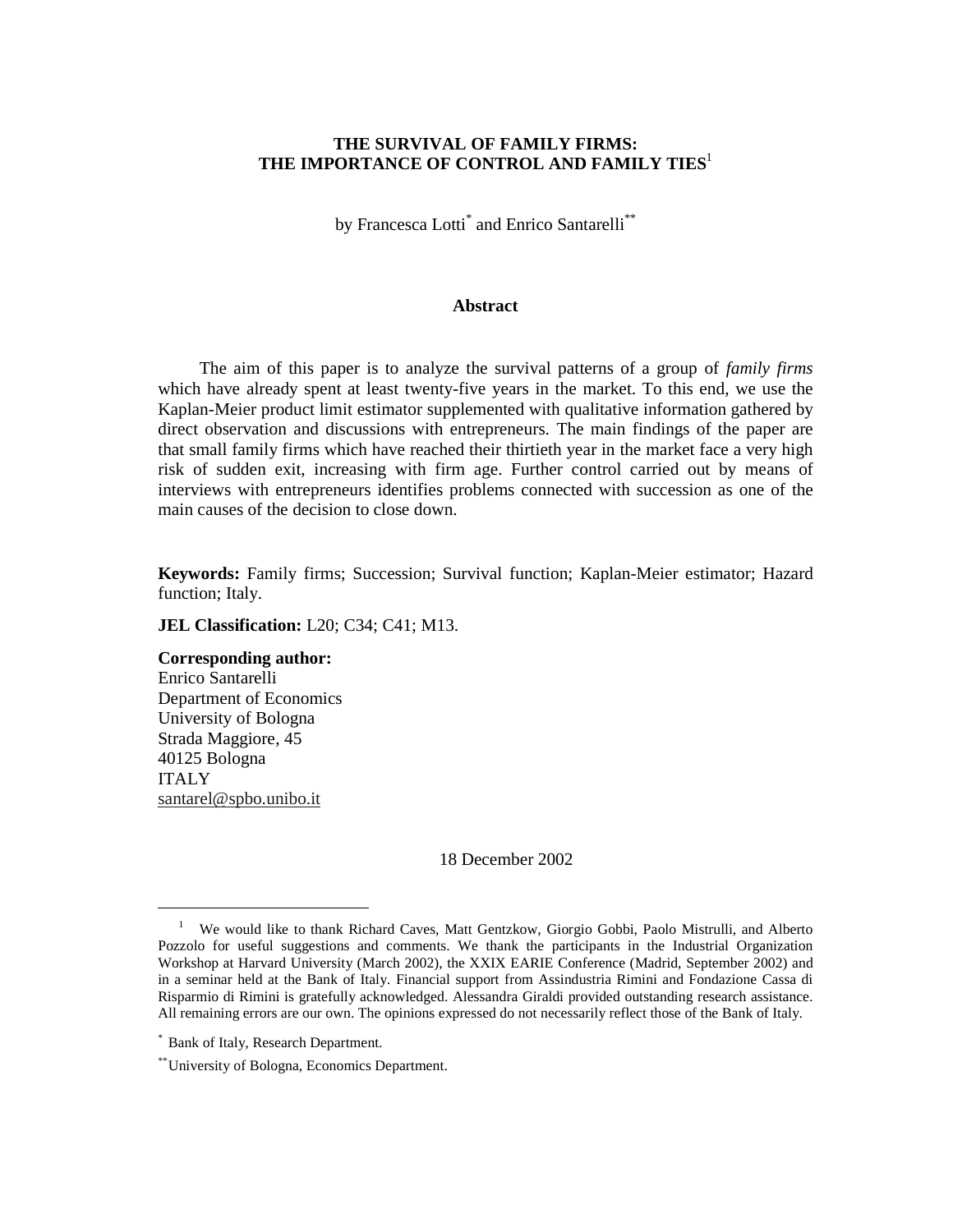# THE SURVIVAL OF FAMILY FIRMS: THE IMPORTANCE OF CONTROL AND FAMILY TIES[1]

by Francesca Lotti[*] and Enrico Santarelli[**]

## Abstract

The aim of this paper is to analyze the survival patterns of a group of *family firms* which have already spent at least twenty-five years in the market. To this end, we use the Kaplan-Meier product limit estimator supplemented with qualitative information gathered by direct observation and discussions with entrepreneurs. The main findings of the paper are that small family firms which have reached their thirtieth year in the market face a very high risk of sudden exit, increasing with firm age. Further control carried out by means of interviews with entrepreneurs identifies problems connected with succession as one of the main causes of the decision to close down.

**Keywords:** Family firms; Succession; Survival function; Kaplan-Meier estimator; Hazard function; Italy.

**JEL Classification:** L20; C34; C41; M13.

**Corresponding author:**
Enrico Santarelli
Department of Economics
University of Bologna
Strada Maggiore, 45
40125 Bologna
ITALY
santarel@spbo.unibo.it

18 December 2002

---

[1] We would like to thank Richard Caves, Matt Gentzkow, Giorgio Gobbi, Paolo Mistrulli, and Alberto Pozzolo for useful suggestions and comments. We thank the participants in the Industrial Organization Workshop at Harvard University (March 2002), the XXIX EARIE Conference (Madrid, September 2002) and in a seminar held at the Bank of Italy. Financial support from Assindustria Rimini and Fondazione Cassa di Risparmio di Rimini is gratefully acknowledged. Alessandra Giraldi provided outstanding research assistance. All remaining errors are our own. The opinions expressed do not necessarily reflect those of the Bank of Italy.

[*] Bank of Italy, Research Department.

[**] University of Bologna, Economics Department.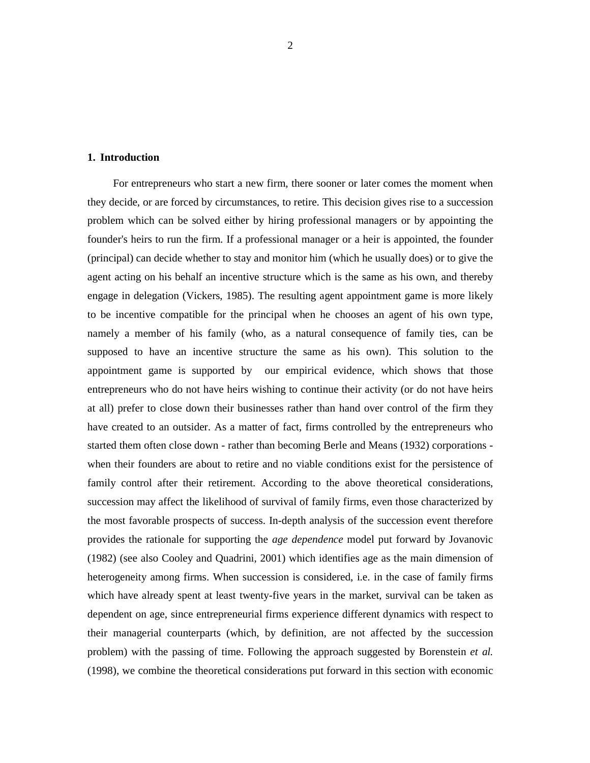## 1. Introduction

For entrepreneurs who start a new firm, there sooner or later comes the moment when they decide, or are forced by circumstances, to retire. This decision gives rise to a succession problem which can be solved either by hiring professional managers or by appointing the founder's heirs to run the firm. If a professional manager or a heir is appointed, the founder (principal) can decide whether to stay and monitor him (which he usually does) or to give the agent acting on his behalf an incentive structure which is the same as his own, and thereby engage in delegation (Vickers, 1985). The resulting agent appointment game is more likely to be incentive compatible for the principal when he chooses an agent of his own type, namely a member of his family (who, as a natural consequence of family ties, can be supposed to have an incentive structure the same as his own). This solution to the appointment game is supported by our empirical evidence, which shows that those entrepreneurs who do not have heirs wishing to continue their activity (or do not have heirs at all) prefer to close down their businesses rather than hand over control of the firm they have created to an outsider. As a matter of fact, firms controlled by the entrepreneurs who started them often close down - rather than becoming Berle and Means (1932) corporations - when their founders are about to retire and no viable conditions exist for the persistence of family control after their retirement. According to the above theoretical considerations, succession may affect the likelihood of survival of family firms, even those characterized by the most favorable prospects of success. In-depth analysis of the succession event therefore provides the rationale for supporting the *age dependence* model put forward by Jovanovic (1982) (see also Cooley and Quadrini, 2001) which identifies age as the main dimension of heterogeneity among firms. When succession is considered, i.e. in the case of family firms which have already spent at least twenty-five years in the market, survival can be taken as dependent on age, since entrepreneurial firms experience different dynamics with respect to their managerial counterparts (which, by definition, are not affected by the succession problem) with the passing of time. Following the approach suggested by Borenstein *et al.* (1998), we combine the theoretical considerations put forward in this section with economic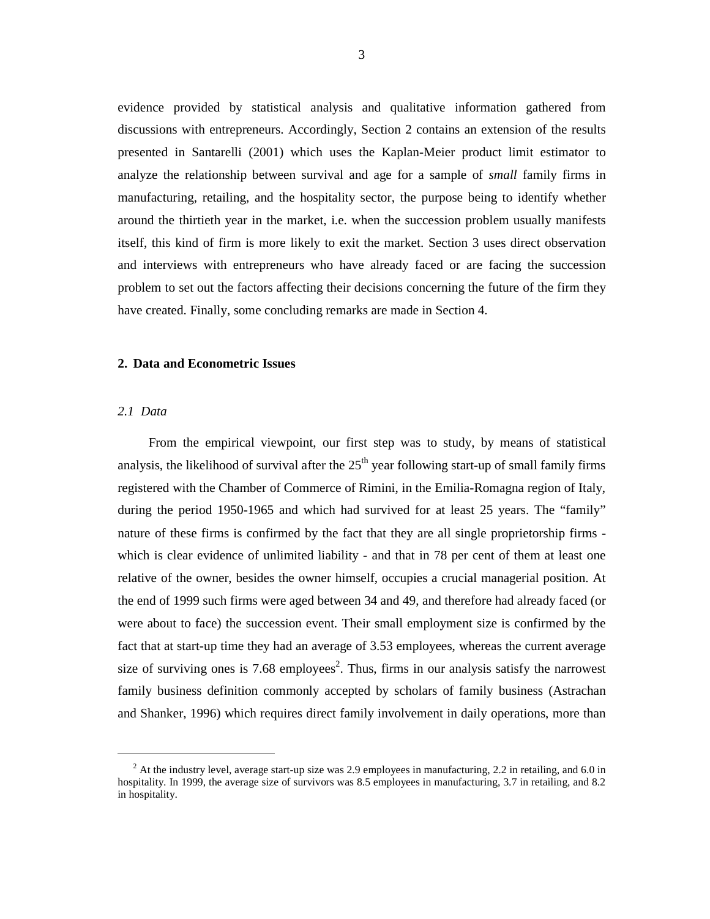evidence provided by statistical analysis and qualitative information gathered from discussions with entrepreneurs. Accordingly, Section 2 contains an extension of the results presented in Santarelli (2001) which uses the Kaplan-Meier product limit estimator to analyze the relationship between survival and age for a sample of *small* family firms in manufacturing, retailing, and the hospitality sector, the purpose being to identify whether around the thirtieth year in the market, i.e. when the succession problem usually manifests itself, this kind of firm is more likely to exit the market. Section 3 uses direct observation and interviews with entrepreneurs who have already faced or are facing the succession problem to set out the factors affecting their decisions concerning the future of the firm they have created. Finally, some concluding remarks are made in Section 4.

## 2. Data and Econometric Issues

### *2.1 Data*

From the empirical viewpoint, our first step was to study, by means of statistical analysis, the likelihood of survival after the 25th year following start-up of small family firms registered with the Chamber of Commerce of Rimini, in the Emilia-Romagna region of Italy, during the period 1950-1965 and which had survived for at least 25 years. The "family" nature of these firms is confirmed by the fact that they are all single proprietorship firms - which is clear evidence of unlimited liability - and that in 78 per cent of them at least one relative of the owner, besides the owner himself, occupies a crucial managerial position. At the end of 1999 such firms were aged between 34 and 49, and therefore had already faced (or were about to face) the succession event. Their small employment size is confirmed by the fact that at start-up time they had an average of 3.53 employees, whereas the current average size of surviving ones is 7.68 employees[2]. Thus, firms in our analysis satisfy the narrowest family business definition commonly accepted by scholars of family business (Astrachan and Shanker, 1996) which requires direct family involvement in daily operations, more than

[2] At the industry level, average start-up size was 2.9 employees in manufacturing, 2.2 in retailing, and 6.0 in hospitality. In 1999, the average size of survivors was 8.5 employees in manufacturing, 3.7 in retailing, and 8.2 in hospitality.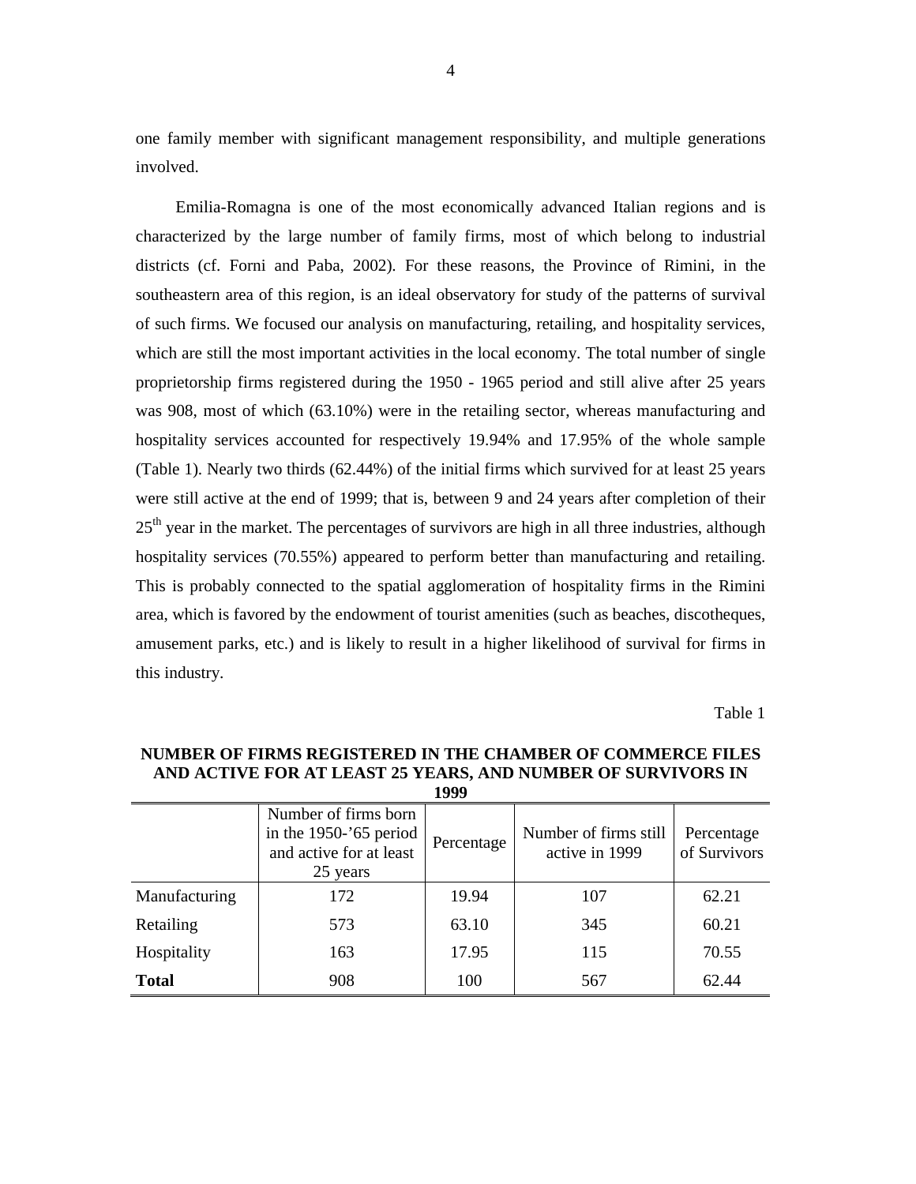one family member with significant management responsibility, and multiple generations involved.

Emilia-Romagna is one of the most economically advanced Italian regions and is characterized by the large number of family firms, most of which belong to industrial districts (cf. Forni and Paba, 2002). For these reasons, the Province of Rimini, in the southeastern area of this region, is an ideal observatory for study of the patterns of survival of such firms. We focused our analysis on manufacturing, retailing, and hospitality services, which are still the most important activities in the local economy. The total number of single proprietorship firms registered during the 1950 - 1965 period and still alive after 25 years was 908, most of which (63.10%) were in the retailing sector, whereas manufacturing and hospitality services accounted for respectively 19.94% and 17.95% of the whole sample (Table 1). Nearly two thirds (62.44%) of the initial firms which survived for at least 25 years were still active at the end of 1999; that is, between 9 and 24 years after completion of their 25th year in the market. The percentages of survivors are high in all three industries, although hospitality services (70.55%) appeared to perform better than manufacturing and retailing. This is probably connected to the spatial agglomeration of hospitality firms in the Rimini area, which is favored by the endowment of tourist amenities (such as beaches, discotheques, amusement parks, etc.) and is likely to result in a higher likelihood of survival for firms in this industry.

Table 1

**NUMBER OF FIRMS REGISTERED IN THE CHAMBER OF COMMERCE FILES AND ACTIVE FOR AT LEAST 25 YEARS, AND NUMBER OF SURVIVORS IN 1999**

| | Number of firms born in the 1950-’65 period and active for at least 25 years | Percentage | Number of firms still active in 1999 | Percentage of Survivors |
|---|---|---|---|---|
| Manufacturing | 172 | 19.94 | 107 | 62.21 |
| Retailing | 573 | 63.10 | 345 | 60.21 |
| Hospitality | 163 | 17.95 | 115 | 70.55 |
| **Total** | 908 | 100 | 567 | 62.44 |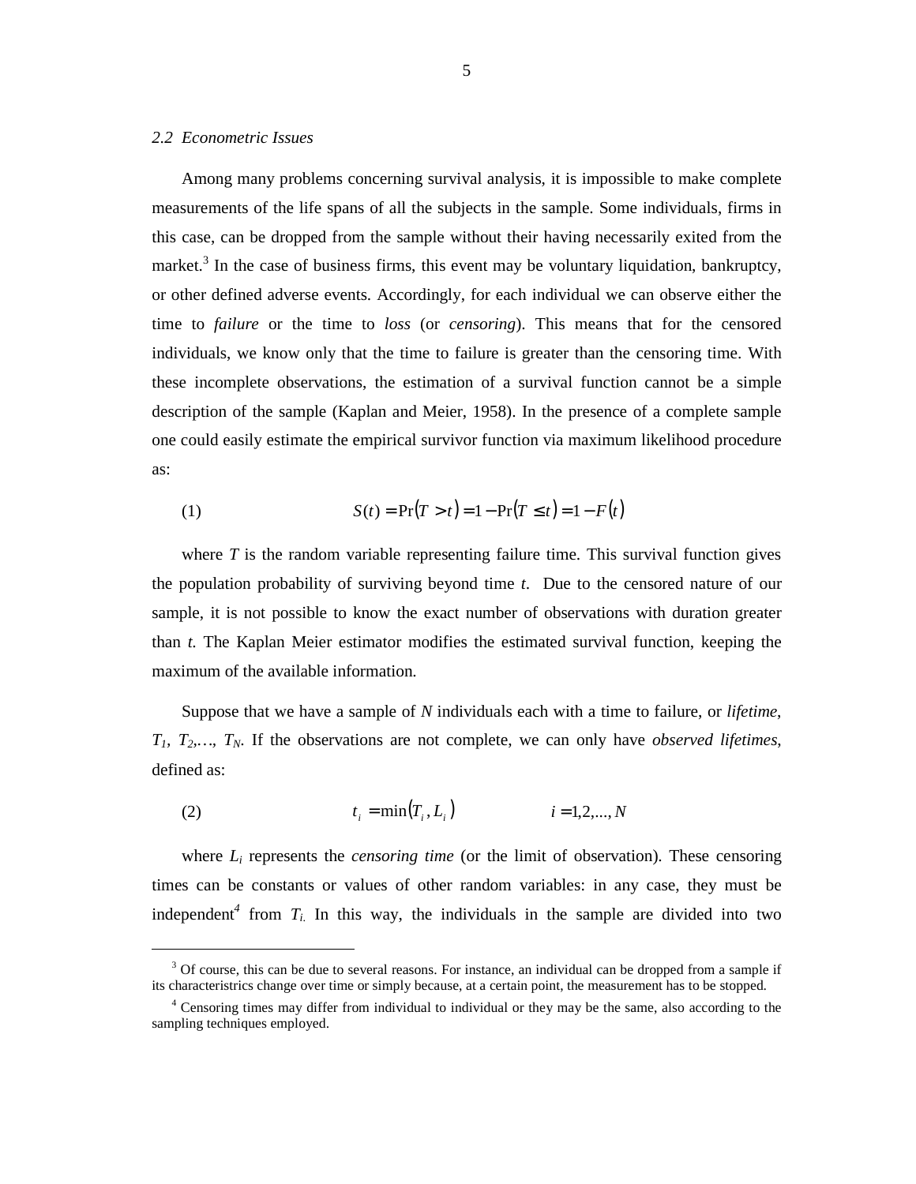### *2.2 Econometric Issues*

Among many problems concerning survival analysis, it is impossible to make complete measurements of the life spans of all the subjects in the sample. Some individuals, firms in this case, can be dropped from the sample without their having necessarily exited from the market.[3] In the case of business firms, this event may be voluntary liquidation, bankruptcy, or other defined adverse events. Accordingly, for each individual we can observe either the time to *failure* or the time to *loss* (or *censoring*). This means that for the censored individuals, we know only that the time to failure is greater than the censoring time. With these incomplete observations, the estimation of a survival function cannot be a simple description of the sample (Kaplan and Meier, 1958). In the presence of a complete sample one could easily estimate the empirical survivor function via maximum likelihood procedure as:

$$S(t) = \Pr(T > t) = 1 - \Pr(T \leq t) = 1 - F(t) \tag{1}$$

where $T$ is the random variable representing failure time. This survival function gives the population probability of surviving beyond time $t$. Due to the censored nature of our sample, it is not possible to know the exact number of observations with duration greater than $t$. The Kaplan Meier estimator modifies the estimated survival function, keeping the maximum of the available information.

Suppose that we have a sample of $N$ individuals each with a time to failure, or *lifetime*, $T_1, T_2, \ldots, T_N$. If the observations are not complete, we can only have *observed lifetimes*, defined as:

$$t_i = \min(T_i, L_i) \qquad i = 1,2,\ldots,N \tag{2}$$

where $L_i$ represents the *censoring time* (or the limit of observation). These censoring times can be constants or values of other random variables: in any case, they must be independent[4] from $T_i$. In this way, the individuals in the sample are divided into two

[3] Of course, this can be due to several reasons. For instance, an individual can be dropped from a sample if its characteristics change over time or simply because, at a certain point, the measurement has to be stopped.

[4] Censoring times may differ from individual to individual or they may be the same, also according to the sampling techniques employed.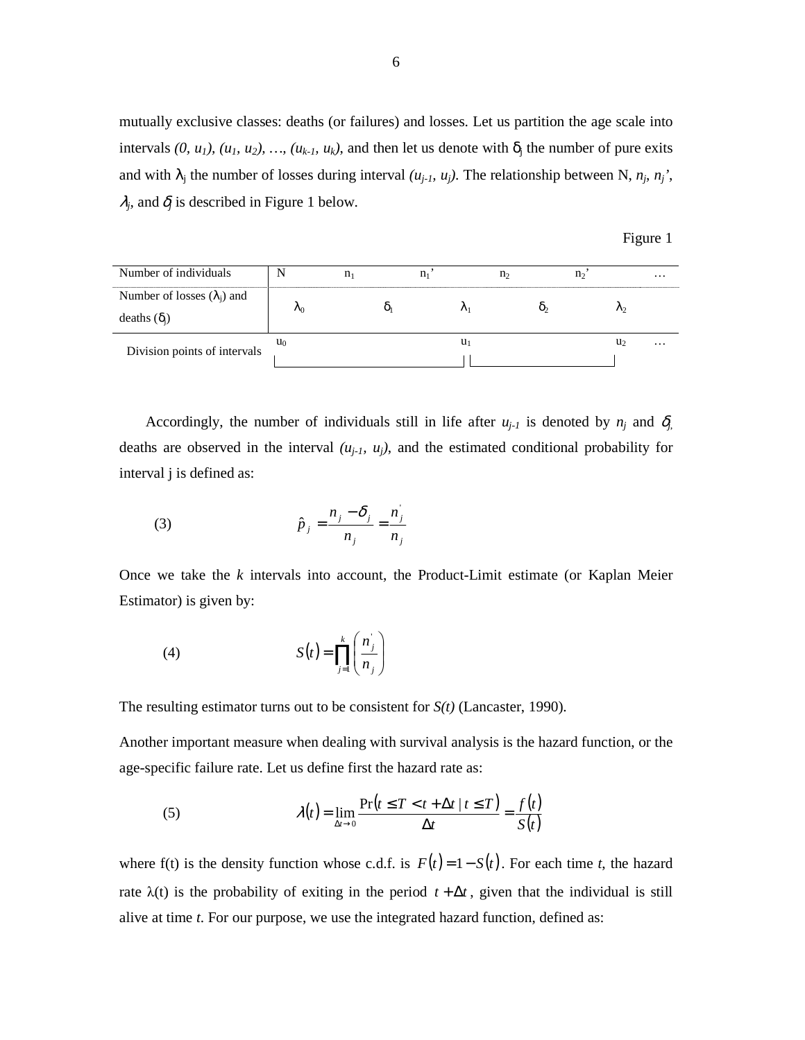mutually exclusive classes: deaths (or failures) and losses. Let us partition the age scale into intervals $(0, u_1)$, $(u_1, u_2)$, …, $(u_{k-1}, u_k)$, and then let us denote with $\delta_j$ the number of pure exits and with $\lambda_j$ the number of losses during interval $(u_{j-1}, u_j)$. The relationship between N, $n_j$, $n_j'$, $\lambda_j$, and $\delta_j$ is described in Figure 1 below.

Figure 1

| Number of individuals | N | $n_1$ | $n_1'$ | $n_2$ | $n_2'$ | … |
|---|---|---|---|---|---|---|
| Number of losses ($\lambda_j$) and deaths ($\delta_j$) | $\lambda_0$ | $\delta_1$ | $\lambda_1$ | $\delta_2$ | $\lambda_2$ | |
| Division points of intervals | $u_0$ | | $u_1$ | | $u_2$ | … |

Accordingly, the number of individuals still in life after $u_{j-1}$ is denoted by $n_j$ and $\delta_j$ deaths are observed in the interval $(u_{j-1}, u_j)$, and the estimated conditional probability for interval j is defined as:

$$\hat{p}_j = \frac{n_j - \delta_j}{n_j} = \frac{n_j'}{n_j} \tag{3}$$

Once we take the $k$ intervals into account, the Product-Limit estimate (or Kaplan Meier Estimator) is given by:

$$S(t) = \prod_{j=1}^{k} \left( \frac{n_j'}{n_j} \right) \tag{4}$$

The resulting estimator turns out to be consistent for $S(t)$ (Lancaster, 1990).

Another important measure when dealing with survival analysis is the hazard function, or the age-specific failure rate. Let us define first the hazard rate as:

$$\lambda(t) = \lim_{\Delta t \to 0} \frac{\Pr(t \le T < t + \Delta t \mid t \le T)}{\Delta t} = \frac{f(t)}{S(t)} \tag{5}$$

where f(t) is the density function whose c.d.f. is $F(t) = 1 - S(t)$. For each time $t$, the hazard rate $\lambda(t)$ is the probability of exiting in the period $t + \Delta t$, given that the individual is still alive at time $t$. For our purpose, we use the integrated hazard function, defined as: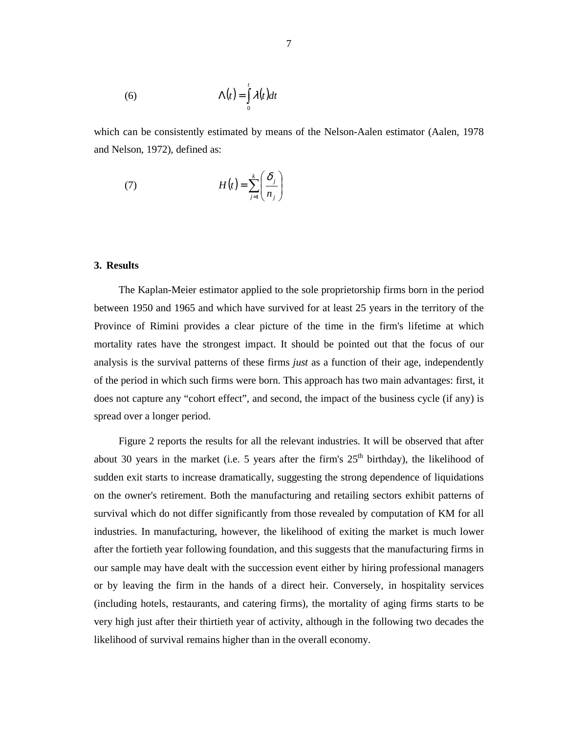$$\Lambda(t) = \int_0^t \lambda(t)dt \tag{6}$$

which can be consistently estimated by means of the Nelson-Aalen estimator (Aalen, 1978 and Nelson, 1972), defined as:

$$H(t) = \sum_{j=1}^{k} \left( \frac{\delta_j}{n_j} \right) \tag{7}$$

### 3. Results

The Kaplan-Meier estimator applied to the sole proprietorship firms born in the period between 1950 and 1965 and which have survived for at least 25 years in the territory of the Province of Rimini provides a clear picture of the time in the firm's lifetime at which mortality rates have the strongest impact. It should be pointed out that the focus of our analysis is the survival patterns of these firms *just* as a function of their age, independently of the period in which such firms were born. This approach has two main advantages: first, it does not capture any "cohort effect", and second, the impact of the business cycle (if any) is spread over a longer period.

Figure 2 reports the results for all the relevant industries. It will be observed that after about 30 years in the market (i.e. 5 years after the firm's 25th birthday), the likelihood of sudden exit starts to increase dramatically, suggesting the strong dependence of liquidations on the owner's retirement. Both the manufacturing and retailing sectors exhibit patterns of survival which do not differ significantly from those revealed by computation of KM for all industries. In manufacturing, however, the likelihood of exiting the market is much lower after the fortieth year following foundation, and this suggests that the manufacturing firms in our sample may have dealt with the succession event either by hiring professional managers or by leaving the firm in the hands of a direct heir. Conversely, in hospitality services (including hotels, restaurants, and catering firms), the mortality of aging firms starts to be very high just after their thirtieth year of activity, although in the following two decades the likelihood of survival remains higher than in the overall economy.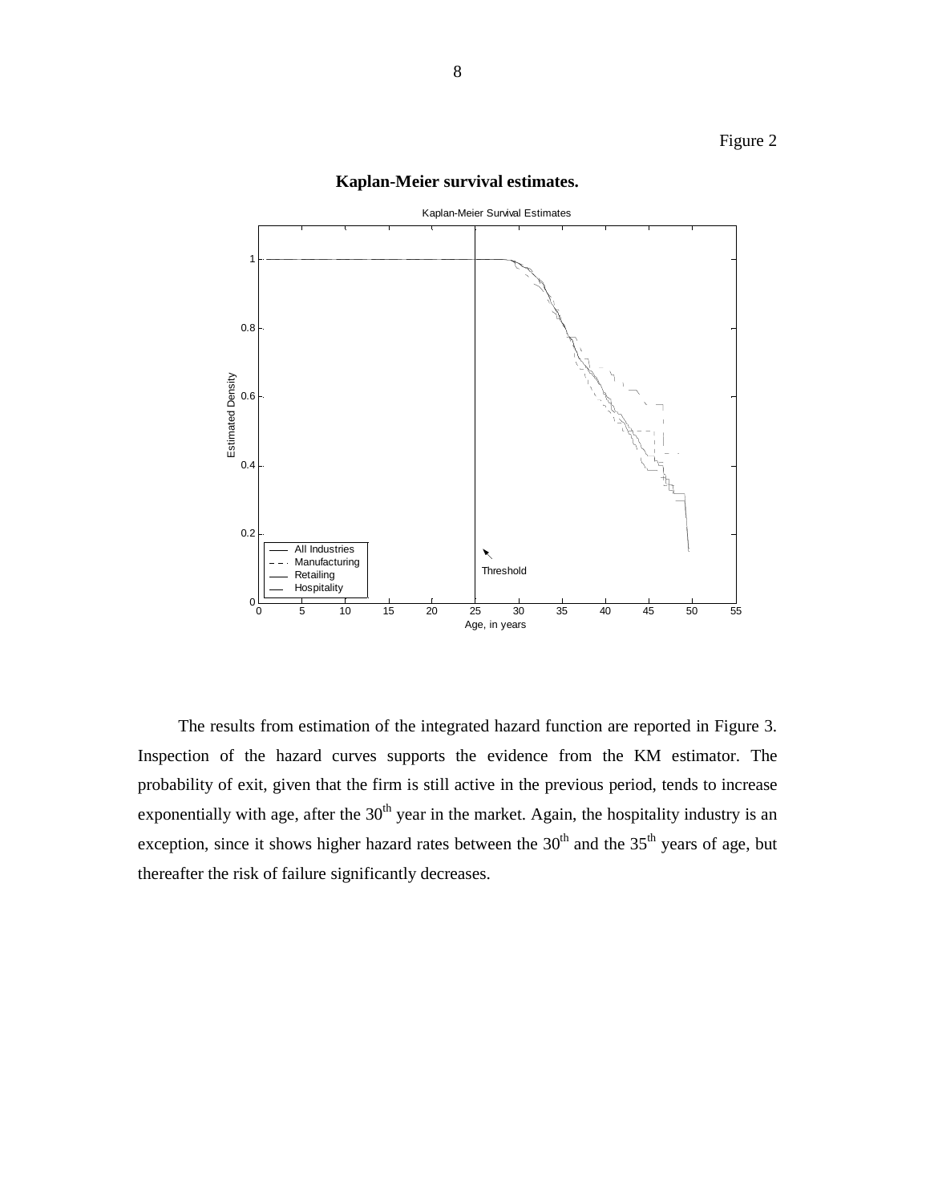Figure 2

**Kaplan-Meier survival estimates.**

The results from estimation of the integrated hazard function are reported in Figure 3. Inspection of the hazard curves supports the evidence from the KM estimator. The probability of exit, given that the firm is still active in the previous period, tends to increase exponentially with age, after the 30th year in the market. Again, the hospitality industry is an exception, since it shows higher hazard rates between the 30th and the 35th years of age, but thereafter the risk of failure significantly decreases.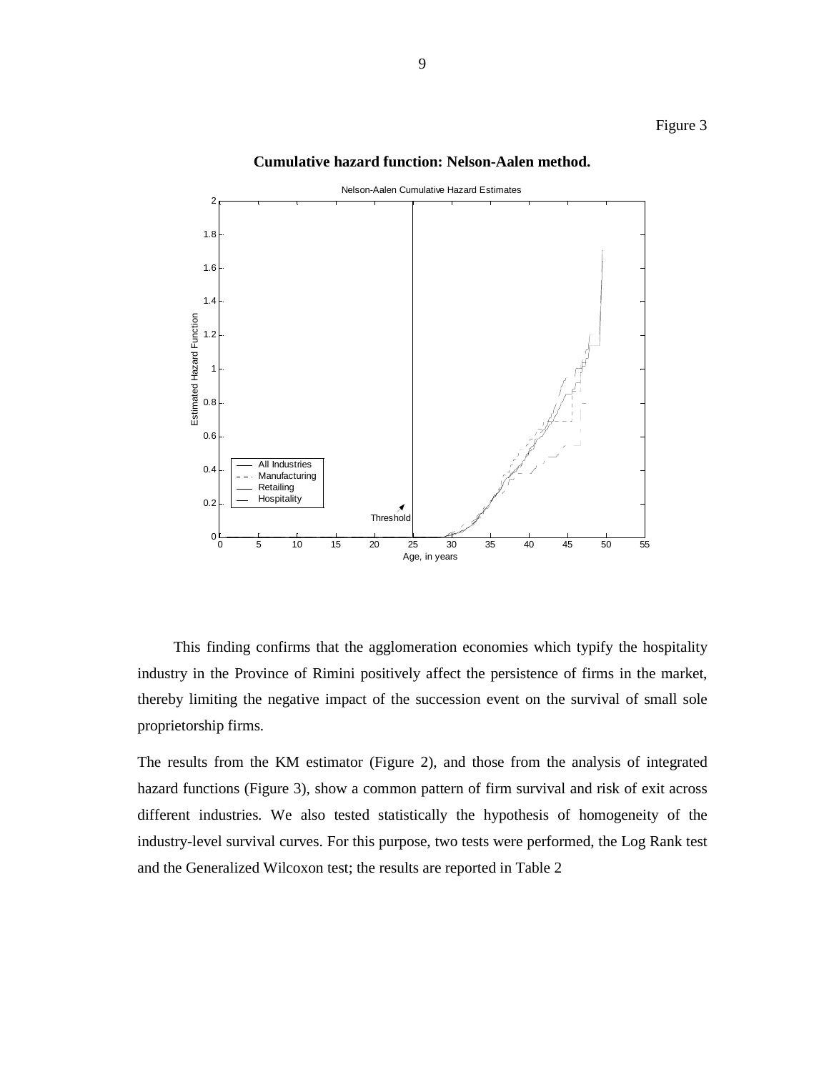Figure 3

**Cumulative hazard function: Nelson-Aalen method.**

This finding confirms that the agglomeration economies which typify the hospitality industry in the Province of Rimini positively affect the persistence of firms in the market, thereby limiting the negative impact of the succession event on the survival of small sole proprietorship firms.

The results from the KM estimator (Figure 2), and those from the analysis of integrated hazard functions (Figure 3), show a common pattern of firm survival and risk of exit across different industries. We also tested statistically the hypothesis of homogeneity of the industry-level survival curves. For this purpose, two tests were performed, the Log Rank test and the Generalized Wilcoxon test; the results are reported in Table 2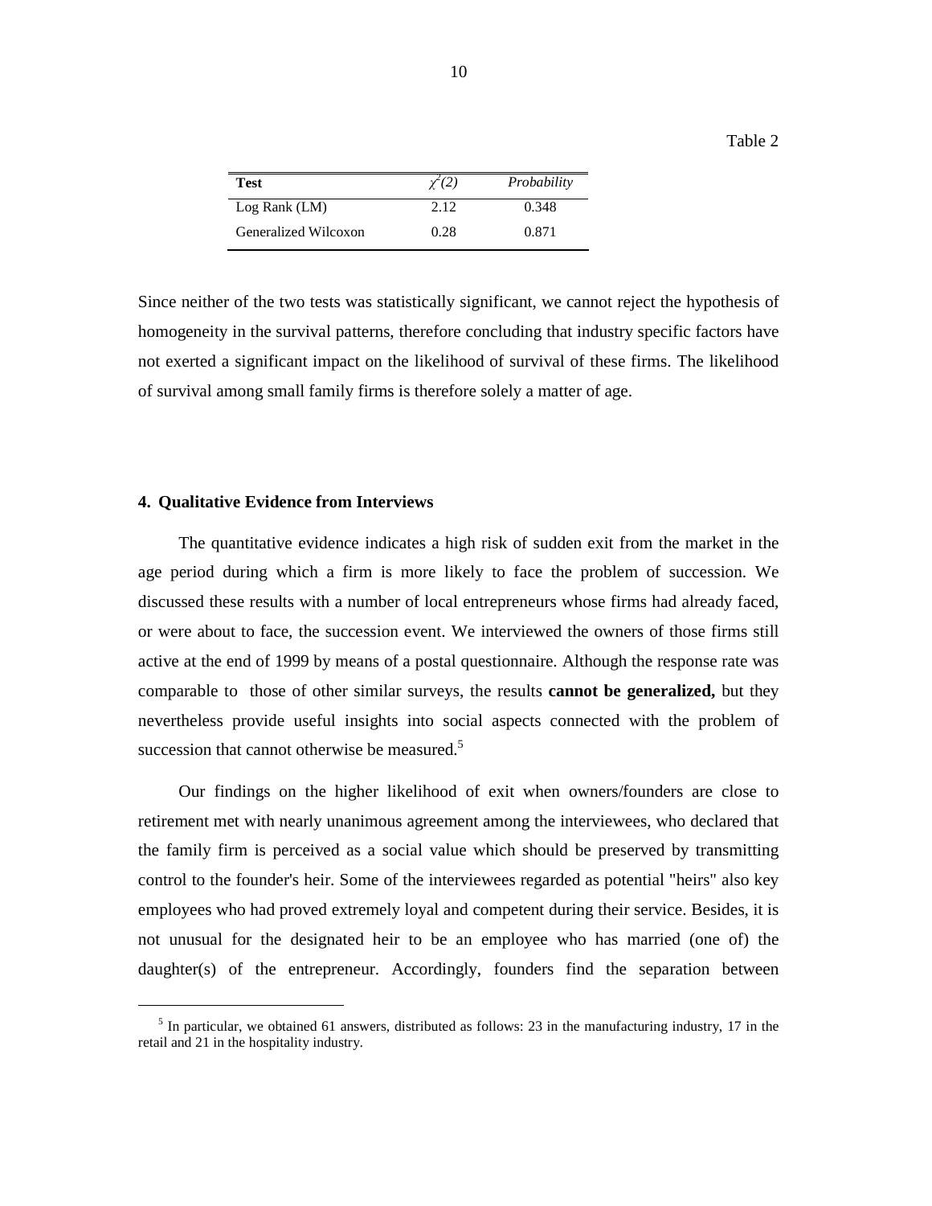Table 2

| Test | $\chi^2(2)$ | *Probability* |
| --- | --- | --- |
| Log Rank (LM) | 2.12 | 0.348 |
| Generalized Wilcoxon | 0.28 | 0.871 |

Since neither of the two tests was statistically significant, we cannot reject the hypothesis of homogeneity in the survival patterns, therefore concluding that industry specific factors have not exerted a significant impact on the likelihood of survival of these firms. The likelihood of survival among small family firms is therefore solely a matter of age.

## 4. Qualitative Evidence from Interviews

The quantitative evidence indicates a high risk of sudden exit from the market in the age period during which a firm is more likely to face the problem of succession. We discussed these results with a number of local entrepreneurs whose firms had already faced, or were about to face, the succession event. We interviewed the owners of those firms still active at the end of 1999 by means of a postal questionnaire. Although the response rate was comparable to those of other similar surveys, the results **cannot be generalized,** but they nevertheless provide useful insights into social aspects connected with the problem of succession that cannot otherwise be measured.[5]

Our findings on the higher likelihood of exit when owners/founders are close to retirement met with nearly unanimous agreement among the interviewees, who declared that the family firm is perceived as a social value which should be preserved by transmitting control to the founder's heir. Some of the interviewees regarded as potential "heirs" also key employees who had proved extremely loyal and competent during their service. Besides, it is not unusual for the designated heir to be an employee who has married (one of) the daughter(s) of the entrepreneur. Accordingly, founders find the separation between

[5] In particular, we obtained 61 answers, distributed as follows: 23 in the manufacturing industry, 17 in the retail and 21 in the hospitality industry.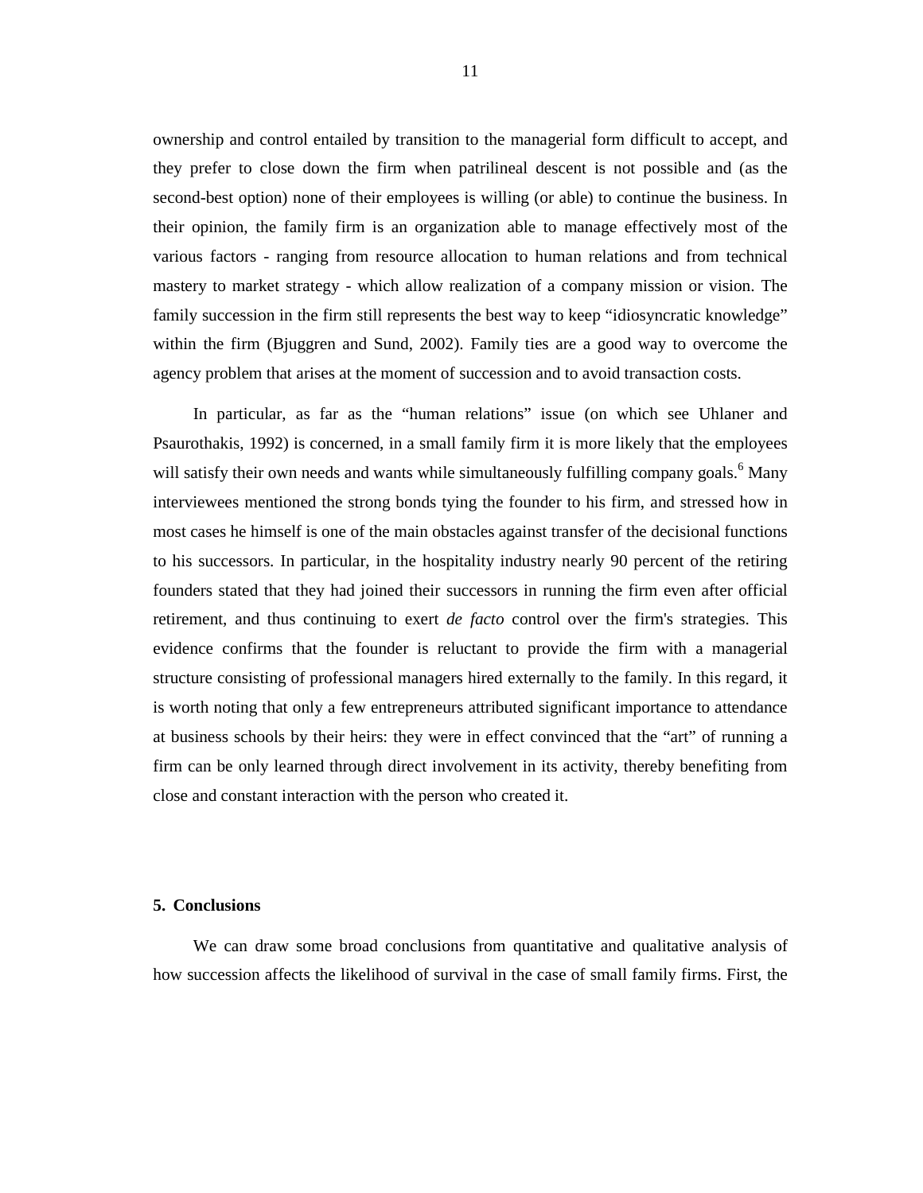ownership and control entailed by transition to the managerial form difficult to accept, and they prefer to close down the firm when patrilineal descent is not possible and (as the second-best option) none of their employees is willing (or able) to continue the business. In their opinion, the family firm is an organization able to manage effectively most of the various factors - ranging from resource allocation to human relations and from technical mastery to market strategy - which allow realization of a company mission or vision. The family succession in the firm still represents the best way to keep "idiosyncratic knowledge" within the firm (Bjuggren and Sund, 2002). Family ties are a good way to overcome the agency problem that arises at the moment of succession and to avoid transaction costs.

In particular, as far as the "human relations" issue (on which see Uhlaner and Psaurothakis, 1992) is concerned, in a small family firm it is more likely that the employees will satisfy their own needs and wants while simultaneously fulfilling company goals.[6] Many interviewees mentioned the strong bonds tying the founder to his firm, and stressed how in most cases he himself is one of the main obstacles against transfer of the decisional functions to his successors. In particular, in the hospitality industry nearly 90 percent of the retiring founders stated that they had joined their successors in running the firm even after official retirement, and thus continuing to exert *de facto* control over the firm's strategies. This evidence confirms that the founder is reluctant to provide the firm with a managerial structure consisting of professional managers hired externally to the family. In this regard, it is worth noting that only a few entrepreneurs attributed significant importance to attendance at business schools by their heirs: they were in effect convinced that the "art" of running a firm can be only learned through direct involvement in its activity, thereby benefiting from close and constant interaction with the person who created it.

## 5. Conclusions

We can draw some broad conclusions from quantitative and qualitative analysis of how succession affects the likelihood of survival in the case of small family firms. First, the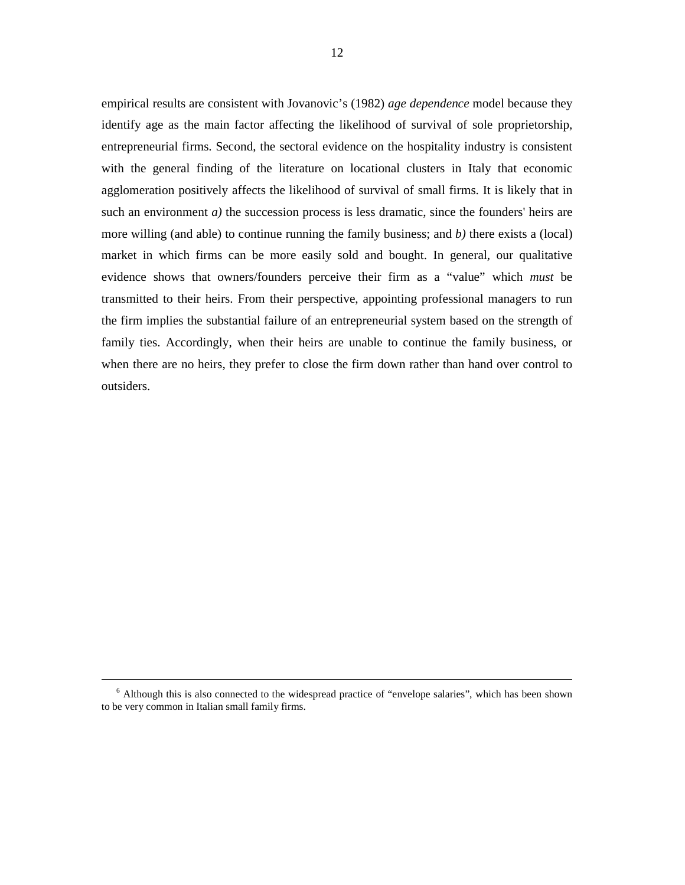empirical results are consistent with Jovanovic's (1982) *age dependence* model because they identify age as the main factor affecting the likelihood of survival of sole proprietorship, entrepreneurial firms. Second, the sectoral evidence on the hospitality industry is consistent with the general finding of the literature on locational clusters in Italy that economic agglomeration positively affects the likelihood of survival of small firms. It is likely that in such an environment *a)* the succession process is less dramatic, since the founders' heirs are more willing (and able) to continue running the family business; and *b)* there exists a (local) market in which firms can be more easily sold and bought. In general, our qualitative evidence shows that owners/founders perceive their firm as a "value" which *must* be transmitted to their heirs. From their perspective, appointing professional managers to run the firm implies the substantial failure of an entrepreneurial system based on the strength of family ties. Accordingly, when their heirs are unable to continue the family business, or when there are no heirs, they prefer to close the firm down rather than hand over control to outsiders.

---

[6] Although this is also connected to the widespread practice of "envelope salaries", which has been shown to be very common in Italian small family firms.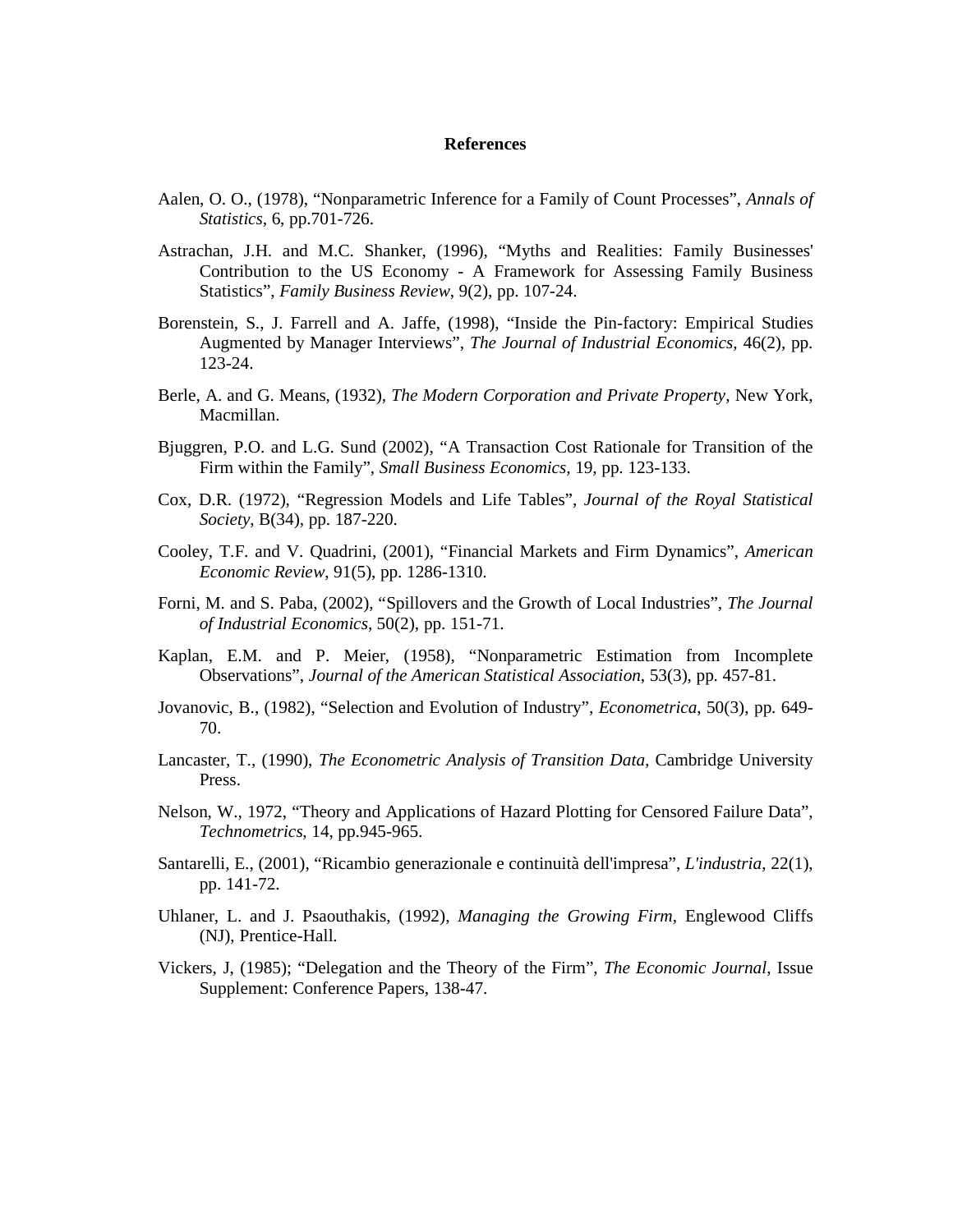# References

Aalen, O. O., (1978), “Nonparametric Inference for a Family of Count Processes”, *Annals of Statistics*, 6, pp.701-726.

Astrachan, J.H. and M.C. Shanker, (1996), “Myths and Realities: Family Businesses' Contribution to the US Economy - A Framework for Assessing Family Business Statistics”, *Family Business Review*, 9(2), pp. 107-24.

Borenstein, S., J. Farrell and A. Jaffe, (1998), “Inside the Pin-factory: Empirical Studies Augmented by Manager Interviews”, *The Journal of Industrial Economics*, 46(2), pp. 123-24.

Berle, A. and G. Means, (1932), *The Modern Corporation and Private Property*, New York, Macmillan.

Bjuggren, P.O. and L.G. Sund (2002), “A Transaction Cost Rationale for Transition of the Firm within the Family”, *Small Business Economics*, 19, pp. 123-133.

Cox, D.R. (1972), “Regression Models and Life Tables”, *Journal of the Royal Statistical Society*, B(34), pp. 187-220.

Cooley, T.F. and V. Quadrini, (2001), “Financial Markets and Firm Dynamics”, *American Economic Review*, 91(5), pp. 1286-1310.

Forni, M. and S. Paba, (2002), “Spillovers and the Growth of Local Industries”, *The Journal of Industrial Economics*, 50(2), pp. 151-71.

Kaplan, E.M. and P. Meier, (1958), “Nonparametric Estimation from Incomplete Observations”, *Journal of the American Statistical Association*, 53(3), pp. 457-81.

Jovanovic, B., (1982), “Selection and Evolution of Industry”, *Econometrica*, 50(3), pp. 649-70.

Lancaster, T., (1990), *The Econometric Analysis of Transition Data*, Cambridge University Press.

Nelson, W., 1972, “Theory and Applications of Hazard Plotting for Censored Failure Data”, *Technometrics*, 14, pp.945-965.

Santarelli, E., (2001), “Ricambio generazionale e continuità dell'impresa”, *L'industria*, 22(1), pp. 141-72.

Uhlaner, L. and J. Psaouthakis, (1992), *Managing the Growing Firm*, Englewood Cliffs (NJ), Prentice-Hall.

Vickers, J, (1985); “Delegation and the Theory of the Firm”, *The Economic Journal*, Issue Supplement: Conference Papers, 138-47.